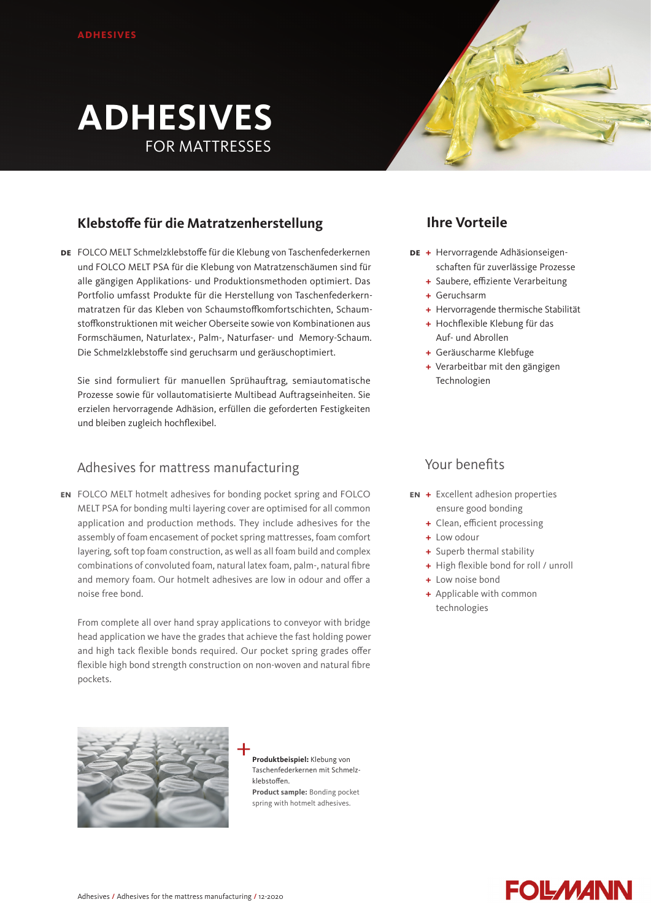ADHESIVES

# ADHESIVES
FOR MATTRESSES

## Klebstoffe für die Matratzenherstellung

**DE** FOLCO MELT Schmelzklebstoffe für die Klebung von Taschenfederkernen und FOLCO MELT PSA für die Klebung von Matratzenschäumen sind für alle gängigen Applikations- und Produktionsmethoden optimiert. Das Portfolio umfasst Produkte für die Herstellung von Taschenfederkernmatratzen für das Kleben von Schaumstoffkomfortschichten, Schaumstoffkonstruktionen mit weicher Oberseite sowie von Kombinationen aus Formschäumen, Naturlatex-, Palm-, Naturfaser- und Memory-Schaum. Die Schmelzklebstoffe sind geruchsarm und geräuschoptimiert.

Sie sind formuliert für manuellen Sprühauftrag, semiautomatische Prozesse sowie für vollautomatisierte Multibead Auftragseinheiten. Sie erzielen hervorragende Adhäsion, erfüllen die geforderten Festigkeiten und bleiben zugleich hochflexibel.

## Ihre Vorteile

**DE**
- + Hervorragende Adhäsionseigenschaften für zuverlässige Prozesse
- + Saubere, effiziente Verarbeitung
- + Geruchsarm
- + Hervorragende thermische Stabilität
- + Hochflexible Klebung für das Auf- und Abrollen
- + Geräuscharme Klebfuge
- + Verarbeitbar mit den gängigen Technologien

## Adhesives for mattress manufacturing

**EN** FOLCO MELT hotmelt adhesives for bonding pocket spring and FOLCO MELT PSA for bonding multi layering cover are optimised for all common application and production methods. They include adhesives for the assembly of foam encasement of pocket spring mattresses, foam comfort layering, soft top foam construction, as well as all foam build and complex combinations of convoluted foam, natural latex foam, palm-, natural fibre and memory foam. Our hotmelt adhesives are low in odour and offer a noise free bond.

From complete all over hand spray applications to conveyor with bridge head application we have the grades that achieve the fast holding power and high tack flexible bonds required. Our pocket spring grades offer flexible high bond strength construction on non-woven and natural fibre pockets.

## Your benefits

**EN**
- + Excellent adhesion properties ensure good bonding
- + Clean, efficient processing
- + Low odour
- + Superb thermal stability
- + High flexible bond for roll / unroll
- + Low noise bond
- + Applicable with common technologies

**Produktbeispiel:** Klebung von Taschenfederkernen mit Schmelzklebstoffen.
**Product sample:** Bonding pocket spring with hotmelt adhesives.

FOLLMANN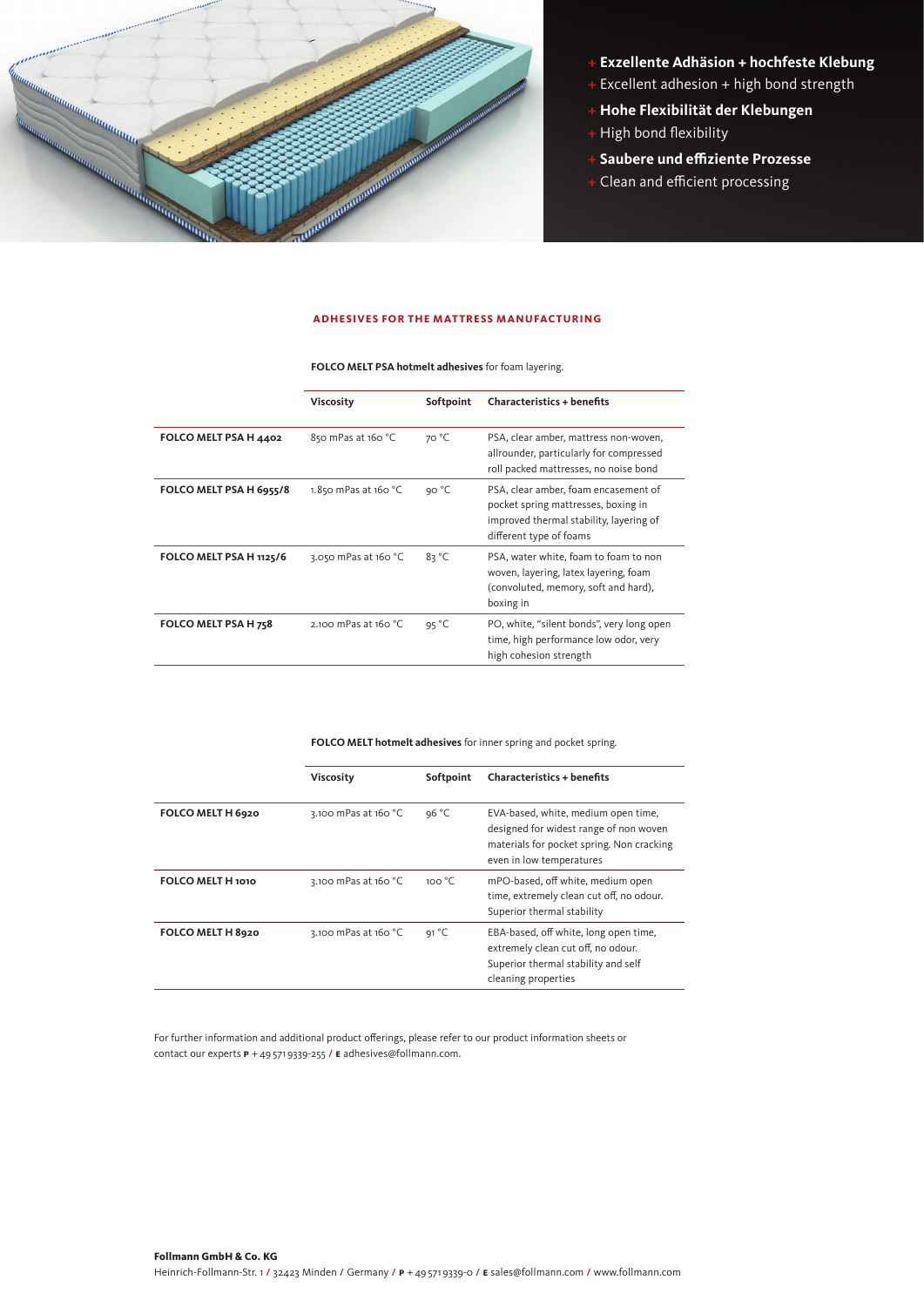- **Exzellente Adhäsion + hochfeste Klebung**
- Excellent adhesion + high bond strength
- **Hohe Flexibilität der Klebungen**
- High bond flexibility
- **Saubere und effiziente Prozesse**
- Clean and efficient processing

## ADHESIVES FOR THE MATTRESS MANUFACTURING

**FOLCO MELT PSA hotmelt adhesives** for foam layering.

| | Viscosity | Softpoint | Characteristics + benefits |
|---|---|---|---|
| **FOLCO MELT PSA H 4402** | 850 mPas at 160 °C | 70 °C | PSA, clear amber, mattress non-woven, allrounder, particularly for compressed roll packed mattresses, no noise bond |
| **FOLCO MELT PSA H 6955/8** | 1.850 mPas at 160 °C | 90 °C | PSA, clear amber, foam encasement of pocket spring mattresses, boxing in improved thermal stability, layering of different type of foams |
| **FOLCO MELT PSA H 1125/6** | 3.050 mPas at 160 °C | 83 °C | PSA, water white, foam to foam to non woven, layering, latex layering, foam (convoluted, memory, soft and hard), boxing in |
| **FOLCO MELT PSA H 758** | 2.100 mPas at 160 °C | 95 °C | PO, white, "silent bonds", very long open time, high performance low odor, very high cohesion strength |

**FOLCO MELT hotmelt adhesives** for inner spring and pocket spring.

| | Viscosity | Softpoint | Characteristics + benefits |
|---|---|---|---|
| **FOLCO MELT H 6920** | 3.100 mPas at 160 °C | 96 °C | EVA-based, white, medium open time, designed for widest range of non woven materials for pocket spring. Non cracking even in low temperatures |
| **FOLCO MELT H 1010** | 3.100 mPas at 160 °C | 100 °C | mPO-based, off white, medium open time, extremely clean cut off, no odour. Superior thermal stability |
| **FOLCO MELT H 8920** | 3.100 mPas at 160 °C | 91 °C | EBA-based, off white, long open time, extremely clean cut off, no odour. Superior thermal stability and self cleaning properties |

For further information and additional product offerings, please refer to our product information sheets or contact our experts **P** + 49 571 9339-255 / **E** adhesives@follmann.com.

**Follmann GmbH & Co. KG**
Heinrich-Follmann-Str. 1 / 32423 Minden / Germany / **P** + 49 571 9339-0 / **E** sales@follmann.com / www.follmann.com